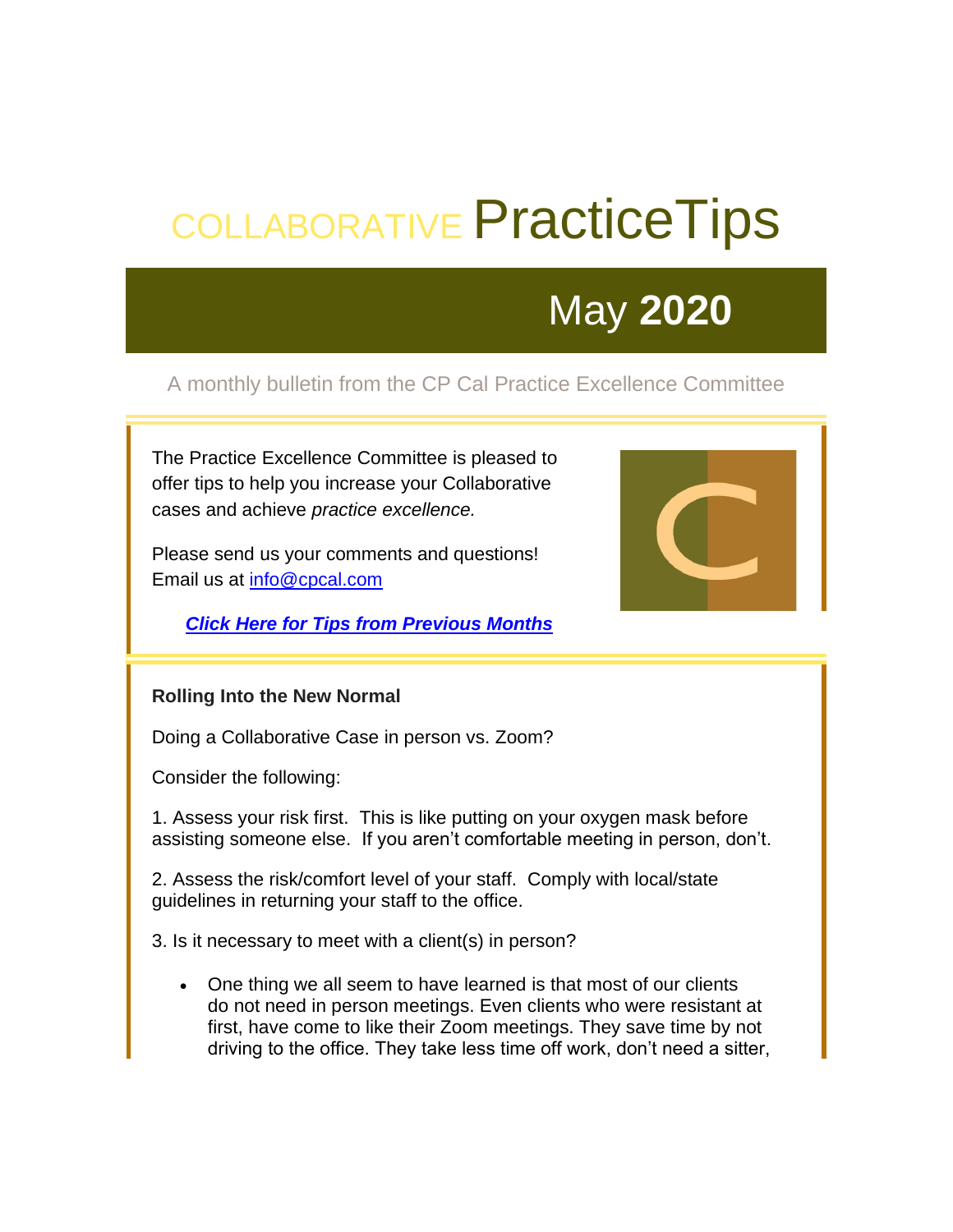# COLLABORATIVE PracticeTips

## May **2020**

A monthly bulletin from the CP Cal Practice Excellence Committee

The Practice Excellence Committee is pleased to offer tips to help you increase your Collaborative cases and achieve *practice excellence.*

Please send us your comments and questions! Email us at info@cpcal.com

***Click Here for Tips from Previous Months***

**Rolling Into the New Normal**

Doing a Collaborative Case in person vs. Zoom?

Consider the following:

1. Assess your risk first. This is like putting on your oxygen mask before assisting someone else. If you aren't comfortable meeting in person, don't.

2. Assess the risk/comfort level of your staff. Comply with local/state guidelines in returning your staff to the office.

3. Is it necessary to meet with a client(s) in person?

- One thing we all seem to have learned is that most of our clients do not need in person meetings. Even clients who were resistant at first, have come to like their Zoom meetings. They save time by not driving to the office. They take less time off work, don't need a sitter,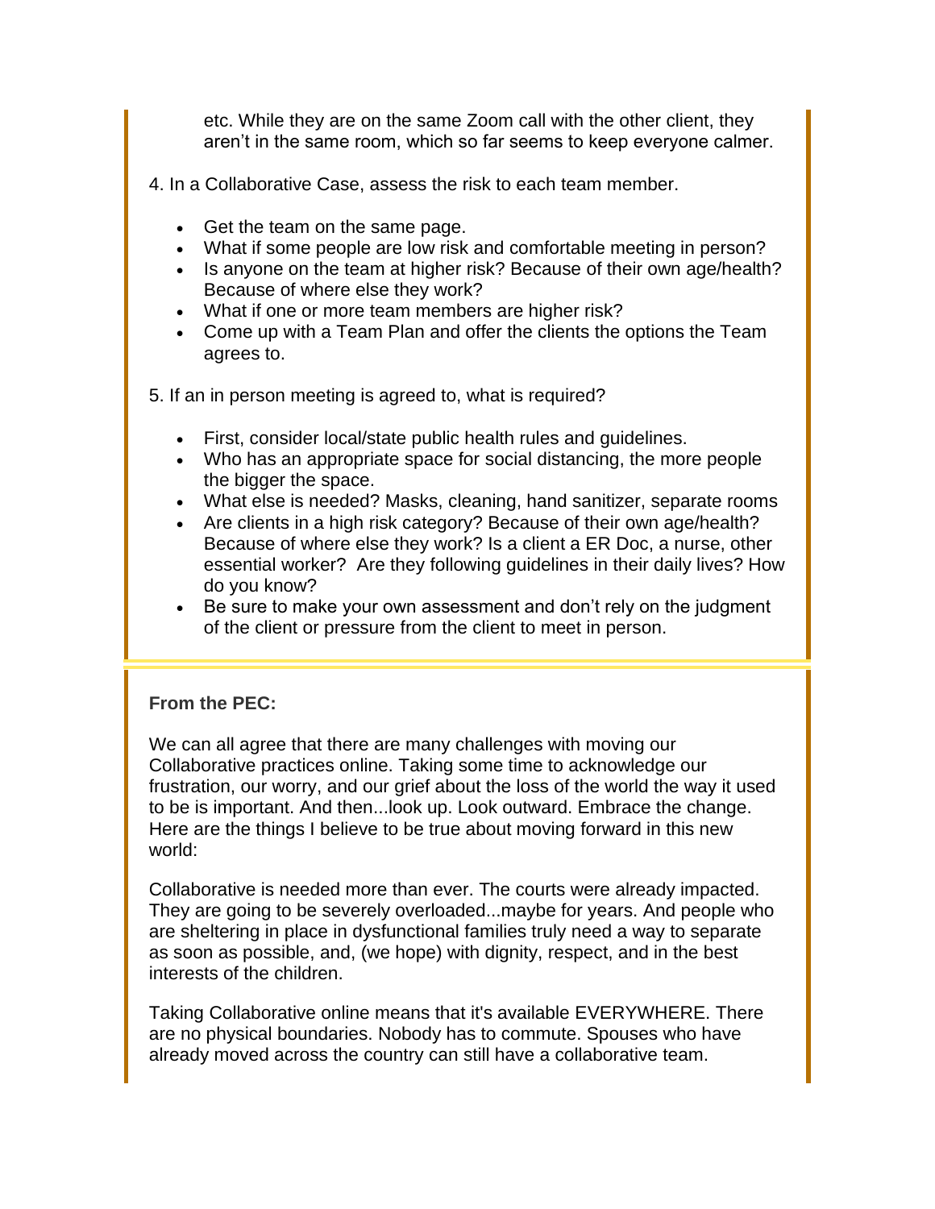etc. While they are on the same Zoom call with the other client, they aren't in the same room, which so far seems to keep everyone calmer.

4. In a Collaborative Case, assess the risk to each team member.

- Get the team on the same page.
- What if some people are low risk and comfortable meeting in person?
- Is anyone on the team at higher risk? Because of their own age/health? Because of where else they work?
- What if one or more team members are higher risk?
- Come up with a Team Plan and offer the clients the options the Team agrees to.

5. If an in person meeting is agreed to, what is required?

- First, consider local/state public health rules and guidelines.
- Who has an appropriate space for social distancing, the more people the bigger the space.
- What else is needed? Masks, cleaning, hand sanitizer, separate rooms
- Are clients in a high risk category? Because of their own age/health? Because of where else they work? Is a client a ER Doc, a nurse, other essential worker? Are they following guidelines in their daily lives? How do you know?
- Be sure to make your own assessment and don't rely on the judgment of the client or pressure from the client to meet in person.

**From the PEC:**

We can all agree that there are many challenges with moving our Collaborative practices online. Taking some time to acknowledge our frustration, our worry, and our grief about the loss of the world the way it used to be is important. And then...look up. Look outward. Embrace the change. Here are the things I believe to be true about moving forward in this new world:

Collaborative is needed more than ever. The courts were already impacted. They are going to be severely overloaded...maybe for years. And people who are sheltering in place in dysfunctional families truly need a way to separate as soon as possible, and, (we hope) with dignity, respect, and in the best interests of the children.

Taking Collaborative online means that it's available EVERYWHERE. There are no physical boundaries. Nobody has to commute. Spouses who have already moved across the country can still have a collaborative team.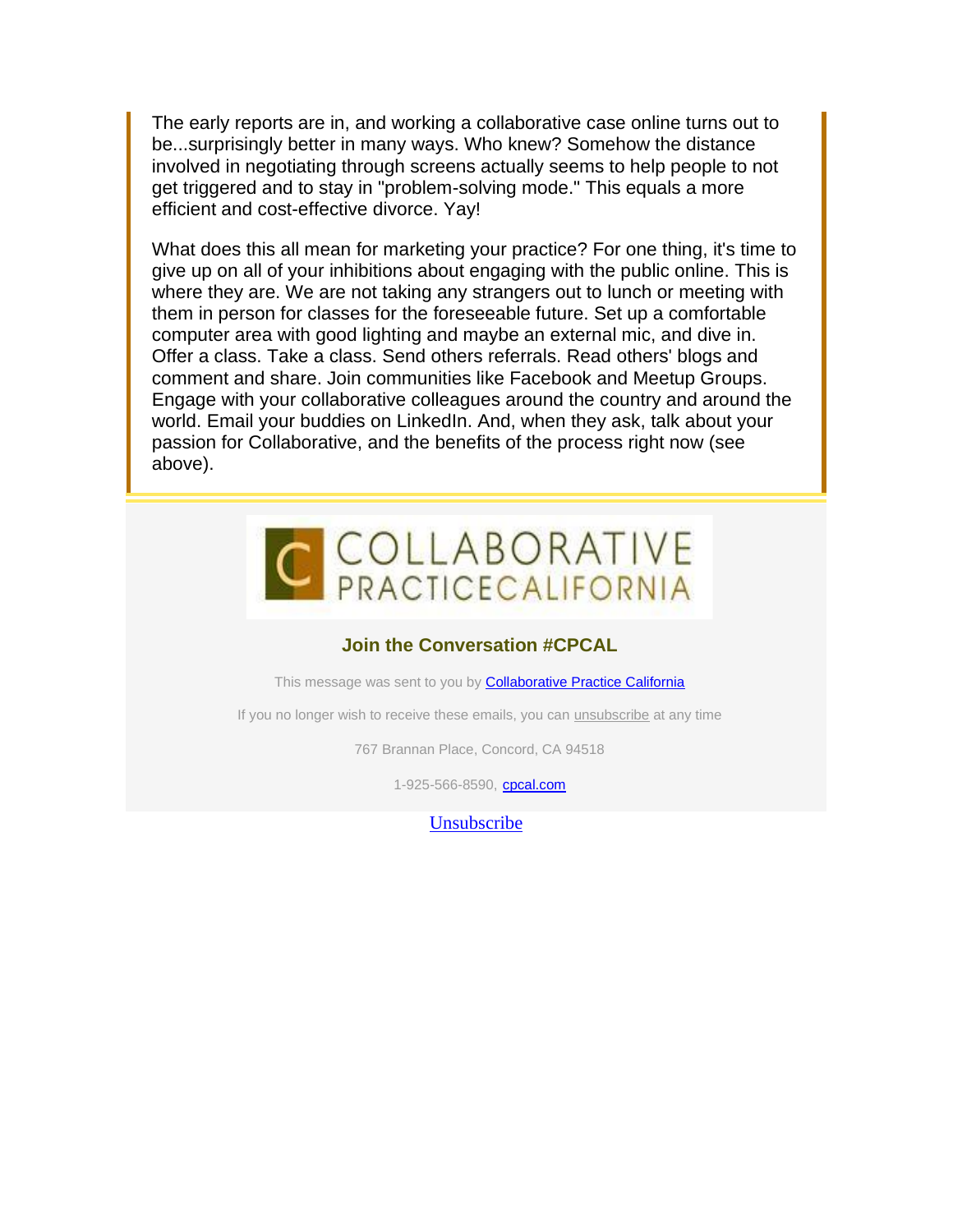The early reports are in, and working a collaborative case online turns out to be...surprisingly better in many ways. Who knew? Somehow the distance involved in negotiating through screens actually seems to help people to not get triggered and to stay in "problem-solving mode." This equals a more efficient and cost-effective divorce. Yay!

What does this all mean for marketing your practice? For one thing, it's time to give up on all of your inhibitions about engaging with the public online. This is where they are. We are not taking any strangers out to lunch or meeting with them in person for classes for the foreseeable future. Set up a comfortable computer area with good lighting and maybe an external mic, and dive in. Offer a class. Take a class. Send others referrals. Read others' blogs and comment and share. Join communities like Facebook and Meetup Groups. Engage with your collaborative colleagues around the country and around the world. Email your buddies on LinkedIn. And, when they ask, talk about your passion for Collaborative, and the benefits of the process right now (see above).

COLLABORATIVE PRACTICE CALIFORNIA

**Join the Conversation #CPCAL**

This message was sent to you by [Collaborative Practice California]

If you no longer wish to receive these emails, you can unsubscribe at any time

767 Brannan Place, Concord, CA 94518

1-925-566-8590, cpcal.com

Unsubscribe